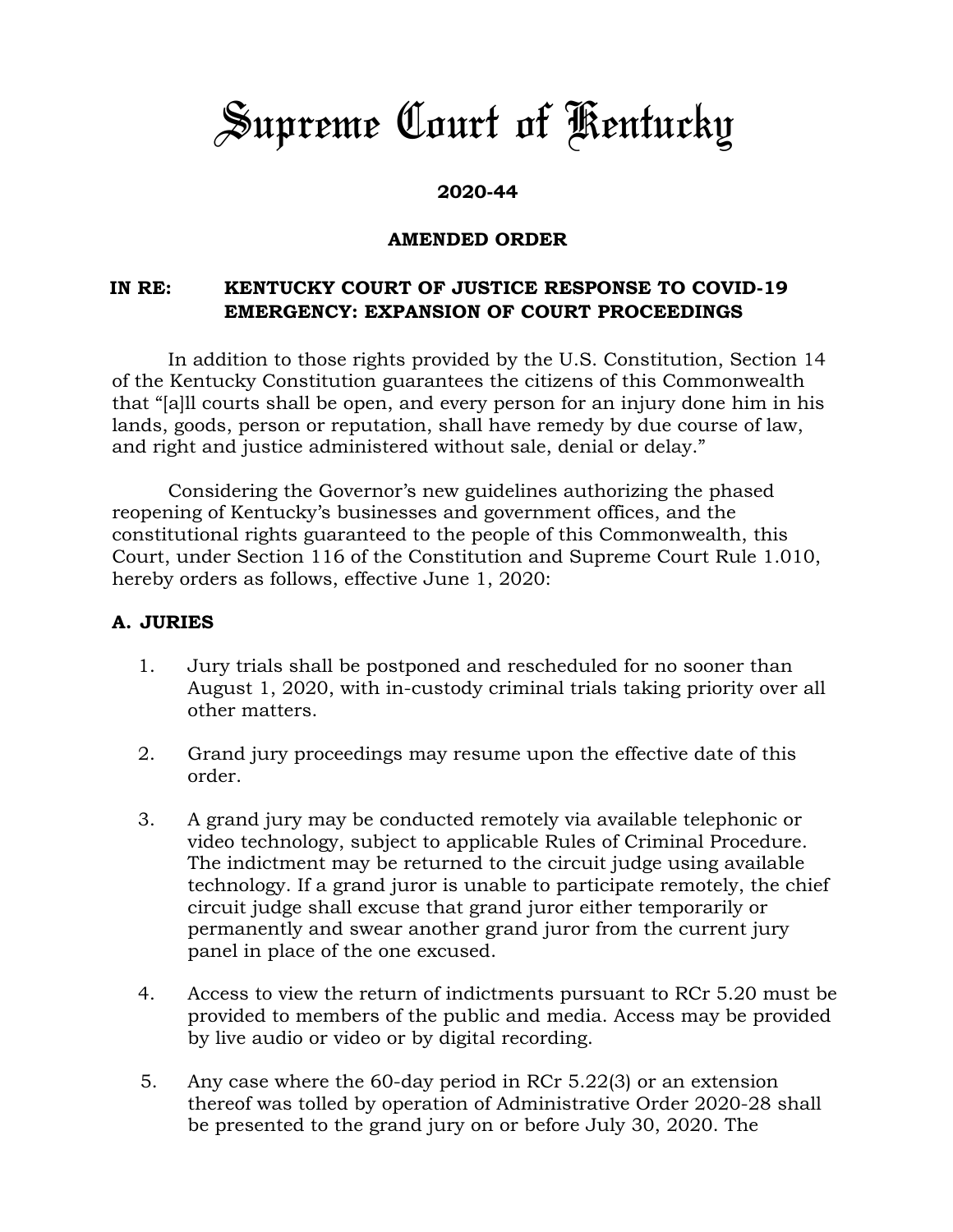# Supreme Court of Kentucky

**2020-44**

**AMENDED ORDER**

**IN RE: KENTUCKY COURT OF JUSTICE RESPONSE TO COVID-19 EMERGENCY: EXPANSION OF COURT PROCEEDINGS**

In addition to those rights provided by the U.S. Constitution, Section 14 of the Kentucky Constitution guarantees the citizens of this Commonwealth that "[a]ll courts shall be open, and every person for an injury done him in his lands, goods, person or reputation, shall have remedy by due course of law, and right and justice administered without sale, denial or delay."

Considering the Governor's new guidelines authorizing the phased reopening of Kentucky's businesses and government offices, and the constitutional rights guaranteed to the people of this Commonwealth, this Court, under Section 116 of the Constitution and Supreme Court Rule 1.010, hereby orders as follows, effective June 1, 2020:

## A. JURIES

1. Jury trials shall be postponed and rescheduled for no sooner than August 1, 2020, with in-custody criminal trials taking priority over all other matters.

2. Grand jury proceedings may resume upon the effective date of this order.

3. A grand jury may be conducted remotely via available telephonic or video technology, subject to applicable Rules of Criminal Procedure. The indictment may be returned to the circuit judge using available technology. If a grand juror is unable to participate remotely, the chief circuit judge shall excuse that grand juror either temporarily or permanently and swear another grand juror from the current jury panel in place of the one excused.

4. Access to view the return of indictments pursuant to RCr 5.20 must be provided to members of the public and media. Access may be provided by live audio or video or by digital recording.

5. Any case where the 60-day period in RCr 5.22(3) or an extension thereof was tolled by operation of Administrative Order 2020-28 shall be presented to the grand jury on or before July 30, 2020. The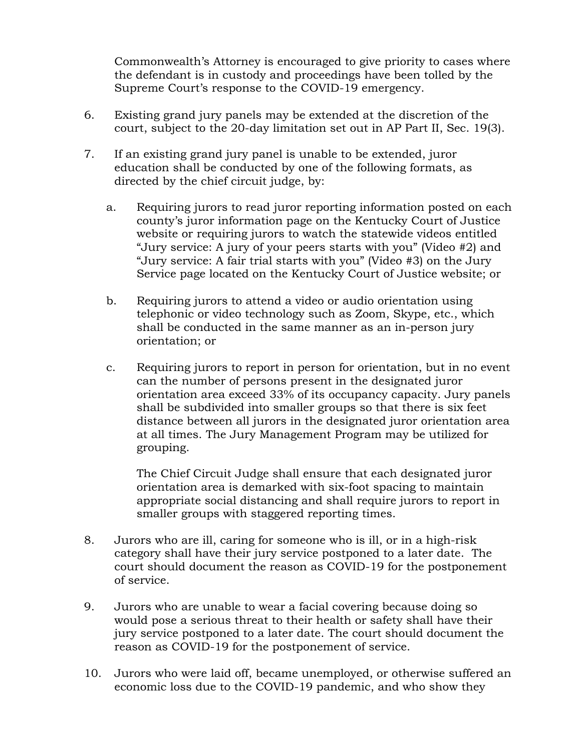Commonwealth's Attorney is encouraged to give priority to cases where the defendant is in custody and proceedings have been tolled by the Supreme Court's response to the COVID-19 emergency.

6. Existing grand jury panels may be extended at the discretion of the court, subject to the 20-day limitation set out in AP Part II, Sec. 19(3).

7. If an existing grand jury panel is unable to be extended, juror education shall be conducted by one of the following formats, as directed by the chief circuit judge, by:

   a. Requiring jurors to read juror reporting information posted on each county's juror information page on the Kentucky Court of Justice website or requiring jurors to watch the statewide videos entitled "Jury service: A jury of your peers starts with you" (Video #2) and "Jury service: A fair trial starts with you" (Video #3) on the Jury Service page located on the Kentucky Court of Justice website; or

   b. Requiring jurors to attend a video or audio orientation using telephonic or video technology such as Zoom, Skype, etc., which shall be conducted in the same manner as an in-person jury orientation; or

   c. Requiring jurors to report in person for orientation, but in no event can the number of persons present in the designated juror orientation area exceed 33% of its occupancy capacity. Jury panels shall be subdivided into smaller groups so that there is six feet distance between all jurors in the designated juror orientation area at all times. The Jury Management Program may be utilized for grouping.

      The Chief Circuit Judge shall ensure that each designated juror orientation area is demarked with six-foot spacing to maintain appropriate social distancing and shall require jurors to report in smaller groups with staggered reporting times.

8. Jurors who are ill, caring for someone who is ill, or in a high-risk category shall have their jury service postponed to a later date. The court should document the reason as COVID-19 for the postponement of service.

9. Jurors who are unable to wear a facial covering because doing so would pose a serious threat to their health or safety shall have their jury service postponed to a later date. The court should document the reason as COVID-19 for the postponement of service.

10. Jurors who were laid off, became unemployed, or otherwise suffered an economic loss due to the COVID-19 pandemic, and who show they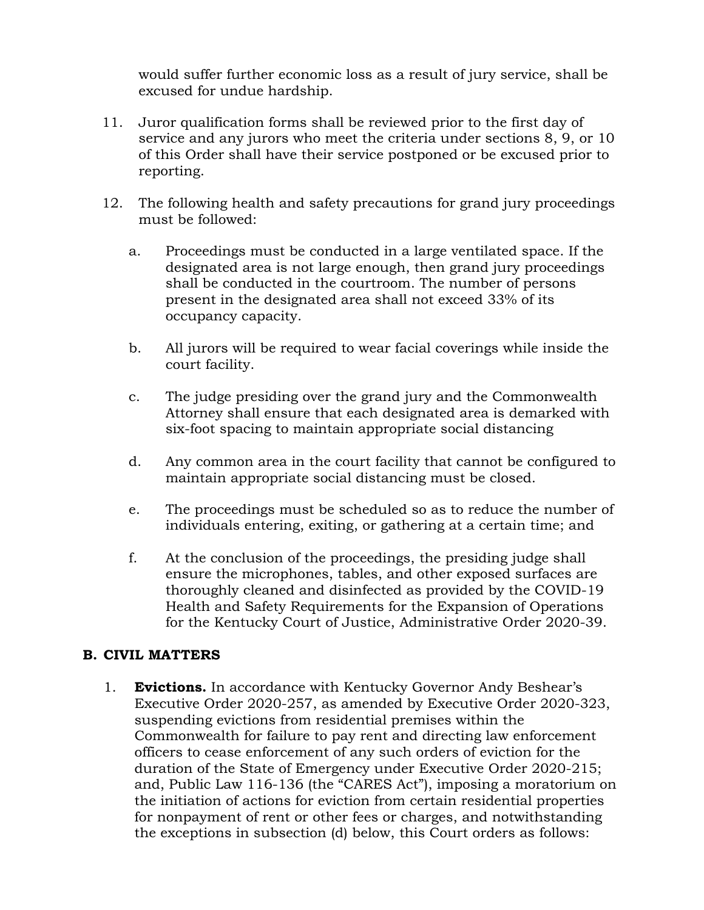would suffer further economic loss as a result of jury service, shall be excused for undue hardship.

11. Juror qualification forms shall be reviewed prior to the first day of service and any jurors who meet the criteria under sections 8, 9, or 10 of this Order shall have their service postponed or be excused prior to reporting.

12. The following health and safety precautions for grand jury proceedings must be followed:

    a. Proceedings must be conducted in a large ventilated space. If the designated area is not large enough, then grand jury proceedings shall be conducted in the courtroom. The number of persons present in the designated area shall not exceed 33% of its occupancy capacity.

    b. All jurors will be required to wear facial coverings while inside the court facility.

    c. The judge presiding over the grand jury and the Commonwealth Attorney shall ensure that each designated area is demarked with six-foot spacing to maintain appropriate social distancing

    d. Any common area in the court facility that cannot be configured to maintain appropriate social distancing must be closed.

    e. The proceedings must be scheduled so as to reduce the number of individuals entering, exiting, or gathering at a certain time; and

    f. At the conclusion of the proceedings, the presiding judge shall ensure the microphones, tables, and other exposed surfaces are thoroughly cleaned and disinfected as provided by the COVID-19 Health and Safety Requirements for the Expansion of Operations for the Kentucky Court of Justice, Administrative Order 2020-39.

## B. CIVIL MATTERS

1. **Evictions.** In accordance with Kentucky Governor Andy Beshear's Executive Order 2020-257, as amended by Executive Order 2020-323, suspending evictions from residential premises within the Commonwealth for failure to pay rent and directing law enforcement officers to cease enforcement of any such orders of eviction for the duration of the State of Emergency under Executive Order 2020-215; and, Public Law 116-136 (the "CARES Act"), imposing a moratorium on the initiation of actions for eviction from certain residential properties for nonpayment of rent or other fees or charges, and notwithstanding the exceptions in subsection (d) below, this Court orders as follows: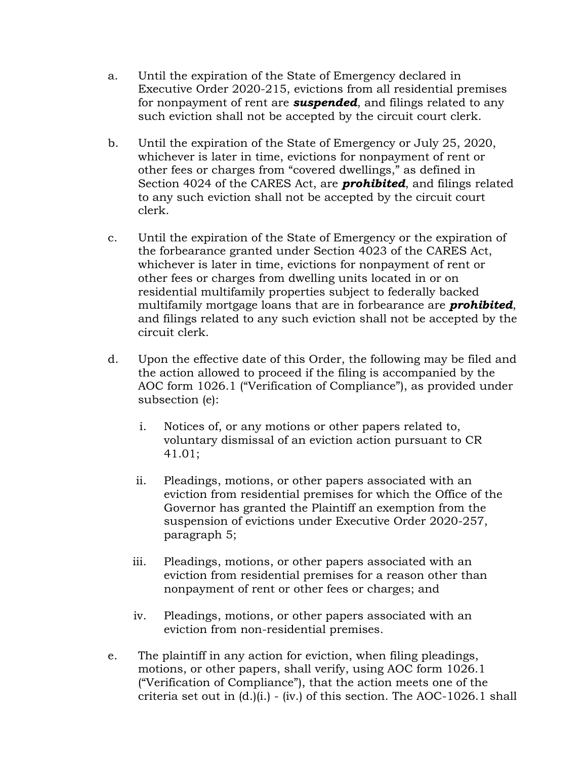a. Until the expiration of the State of Emergency declared in Executive Order 2020-215, evictions from all residential premises for nonpayment of rent are ***suspended***, and filings related to any such eviction shall not be accepted by the circuit court clerk.

b. Until the expiration of the State of Emergency or July 25, 2020, whichever is later in time, evictions for nonpayment of rent or other fees or charges from "covered dwellings," as defined in Section 4024 of the CARES Act, are ***prohibited***, and filings related to any such eviction shall not be accepted by the circuit court clerk.

c. Until the expiration of the State of Emergency or the expiration of the forbearance granted under Section 4023 of the CARES Act, whichever is later in time, evictions for nonpayment of rent or other fees or charges from dwelling units located in or on residential multifamily properties subject to federally backed multifamily mortgage loans that are in forbearance are ***prohibited***, and filings related to any such eviction shall not be accepted by the circuit clerk.

d. Upon the effective date of this Order, the following may be filed and the action allowed to proceed if the filing is accompanied by the AOC form 1026.1 ("Verification of Compliance"), as provided under subsection (e):

   i. Notices of, or any motions or other papers related to, voluntary dismissal of an eviction action pursuant to CR 41.01;

   ii. Pleadings, motions, or other papers associated with an eviction from residential premises for which the Office of the Governor has granted the Plaintiff an exemption from the suspension of evictions under Executive Order 2020-257, paragraph 5;

   iii. Pleadings, motions, or other papers associated with an eviction from residential premises for a reason other than nonpayment of rent or other fees or charges; and

   iv. Pleadings, motions, or other papers associated with an eviction from non-residential premises.

e. The plaintiff in any action for eviction, when filing pleadings, motions, or other papers, shall verify, using AOC form 1026.1 ("Verification of Compliance"), that the action meets one of the criteria set out in (d.)(i.) - (iv.) of this section. The AOC-1026.1 shall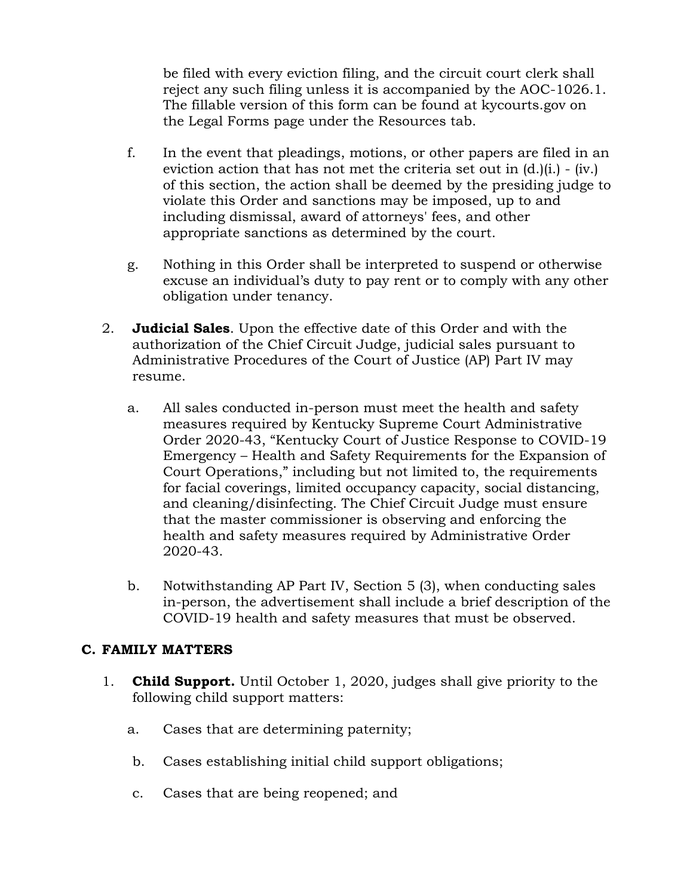be filed with every eviction filing, and the circuit court clerk shall reject any such filing unless it is accompanied by the AOC-1026.1. The fillable version of this form can be found at kycourts.gov on the Legal Forms page under the Resources tab.

f. In the event that pleadings, motions, or other papers are filed in an eviction action that has not met the criteria set out in (d.)(i.) - (iv.) of this section, the action shall be deemed by the presiding judge to violate this Order and sanctions may be imposed, up to and including dismissal, award of attorneys' fees, and other appropriate sanctions as determined by the court.

g. Nothing in this Order shall be interpreted to suspend or otherwise excuse an individual's duty to pay rent or to comply with any other obligation under tenancy.

2. **Judicial Sales**. Upon the effective date of this Order and with the authorization of the Chief Circuit Judge, judicial sales pursuant to Administrative Procedures of the Court of Justice (AP) Part IV may resume.

   a. All sales conducted in-person must meet the health and safety measures required by Kentucky Supreme Court Administrative Order 2020-43, "Kentucky Court of Justice Response to COVID-19 Emergency – Health and Safety Requirements for the Expansion of Court Operations," including but not limited to, the requirements for facial coverings, limited occupancy capacity, social distancing, and cleaning/disinfecting. The Chief Circuit Judge must ensure that the master commissioner is observing and enforcing the health and safety measures required by Administrative Order 2020-43.

   b. Notwithstanding AP Part IV, Section 5 (3), when conducting sales in-person, the advertisement shall include a brief description of the COVID-19 health and safety measures that must be observed.

## C. FAMILY MATTERS

1. **Child Support.** Until October 1, 2020, judges shall give priority to the following child support matters:

   a. Cases that are determining paternity;

   b. Cases establishing initial child support obligations;

   c. Cases that are being reopened; and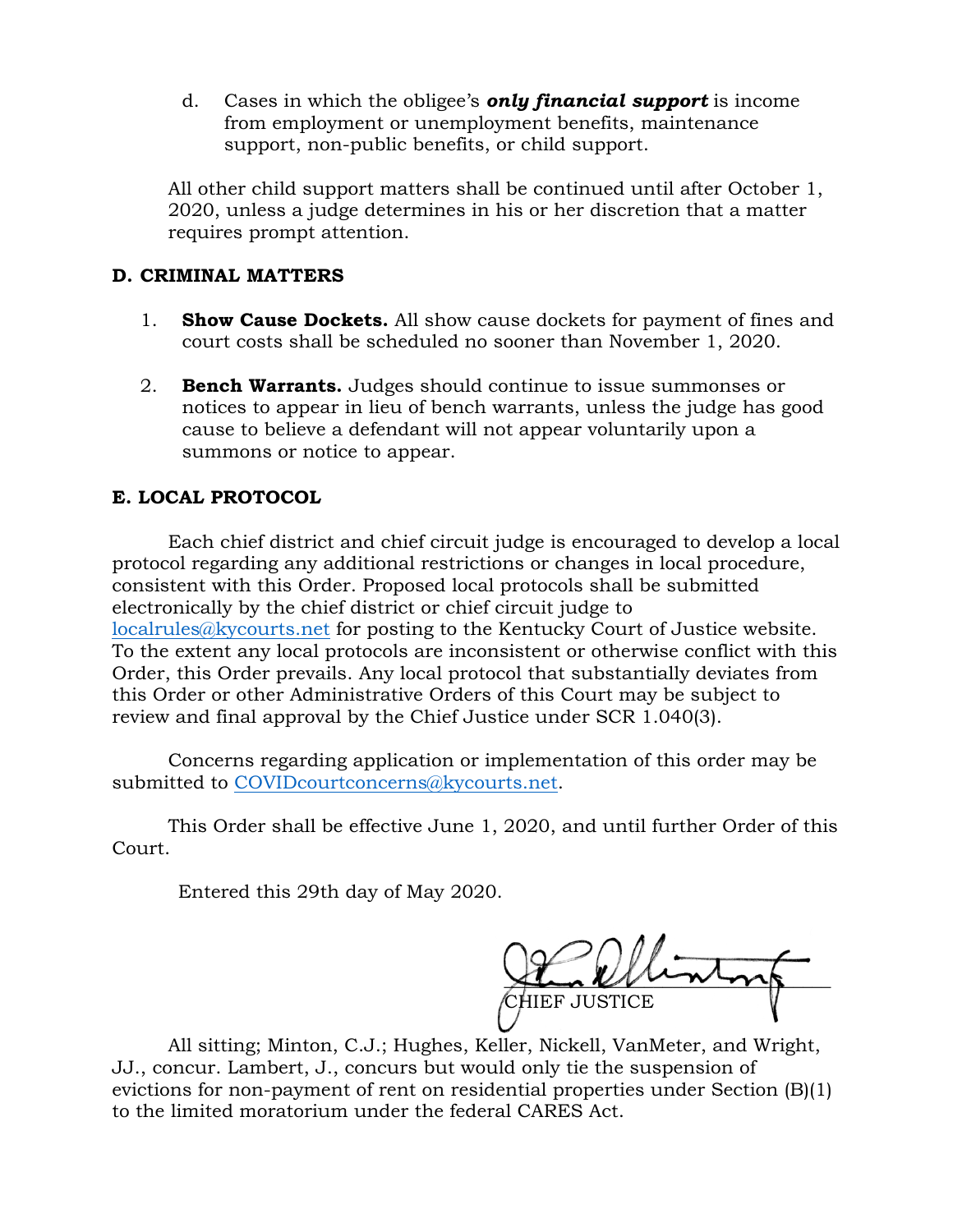d. Cases in which the obligee's ***only financial support*** is income from employment or unemployment benefits, maintenance support, non-public benefits, or child support.

All other child support matters shall be continued until after October 1, 2020, unless a judge determines in his or her discretion that a matter requires prompt attention.

**D. CRIMINAL MATTERS**

1. **Show Cause Dockets.** All show cause dockets for payment of fines and court costs shall be scheduled no sooner than November 1, 2020.

2. **Bench Warrants.** Judges should continue to issue summonses or notices to appear in lieu of bench warrants, unless the judge has good cause to believe a defendant will not appear voluntarily upon a summons or notice to appear.

**E. LOCAL PROTOCOL**

Each chief district and chief circuit judge is encouraged to develop a local protocol regarding any additional restrictions or changes in local procedure, consistent with this Order. Proposed local protocols shall be submitted electronically by the chief district or chief circuit judge to localrules@kycourts.net for posting to the Kentucky Court of Justice website. To the extent any local protocols are inconsistent or otherwise conflict with this Order, this Order prevails. Any local protocol that substantially deviates from this Order or other Administrative Orders of this Court may be subject to review and final approval by the Chief Justice under SCR 1.040(3).

Concerns regarding application or implementation of this order may be submitted to COVIDcourtconcerns@kycourts.net.

This Order shall be effective June 1, 2020, and until further Order of this Court.

Entered this 29th day of May 2020.

CHIEF JUSTICE

All sitting; Minton, C.J.; Hughes, Keller, Nickell, VanMeter, and Wright, JJ., concur. Lambert, J., concurs but would only tie the suspension of evictions for non-payment of rent on residential properties under Section (B)(1) to the limited moratorium under the federal CARES Act.